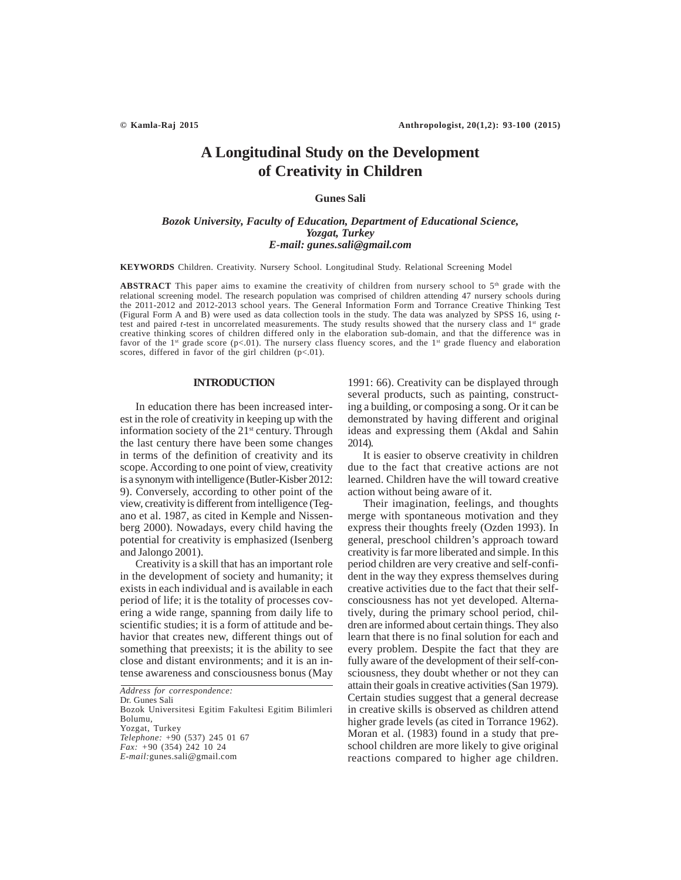# A Longitudinal Study on the Development of Creativity in Children

**Gunes Sali**

*Bozok University, Faculty of Education, Department of Educational Science, Yozgat, Turkey*
*E-mail: gunes.sali@gmail.com*

**KEYWORDS** Children. Creativity. Nursery School. Longitudinal Study. Relational Screening Model

**ABSTRACT** This paper aims to examine the creativity of children from nursery school to 5th grade with the relational screening model. The research population was comprised of children attending 47 nursery schools during the 2011-2012 and 2012-2013 school years. The General Information Form and Torrance Creative Thinking Test (Figural Form A and B) were used as data collection tools in the study. The data was analyzed by SPSS 16, using *t*-test and paired *t*-test in uncorrelated measurements. The study results showed that the nursery class and 1st grade creative thinking scores of children differed only in the elaboration sub-domain, and that the difference was in favor of the 1st grade score ($p<.01$). The nursery class fluency scores, and the 1st grade fluency and elaboration scores, differed in favor of the girl children ($p<.01$).

## INTRODUCTION

In education there has been increased interest in the role of creativity in keeping up with the information society of the 21st century. Through the last century there have been some changes in terms of the definition of creativity and its scope. According to one point of view, creativity is a synonym with intelligence (Butler-Kisber 2012: 9). Conversely, according to other point of the view, creativity is different from intelligence (Tegano et al. 1987, as cited in Kemple and Nissenberg 2000). Nowadays, every child having the potential for creativity is emphasized (Isenberg and Jalongo 2001).

Creativity is a skill that has an important role in the development of society and humanity; it exists in each individual and is available in each period of life; it is the totality of processes covering a wide range, spanning from daily life to scientific studies; it is a form of attitude and behavior that creates new, different things out of something that preexists; it is the ability to see close and distant environments; and it is an intense awareness and consciousness bonus (May 1991: 66). Creativity can be displayed through several products, such as painting, constructing a building, or composing a song. Or it can be demonstrated by having different and original ideas and expressing them (Akdal and Sahin 2014).

It is easier to observe creativity in children due to the fact that creative actions are not learned. Children have the will toward creative action without being aware of it.

Their imagination, feelings, and thoughts merge with spontaneous motivation and they express their thoughts freely (Ozden 1993). In general, preschool children's approach toward creativity is far more liberated and simple. In this period children are very creative and self-confident in the way they express themselves during creative activities due to the fact that their self-consciousness has not yet developed. Alternatively, during the primary school period, children are informed about certain things. They also learn that there is no final solution for each and every problem. Despite the fact that they are fully aware of the development of their self-consciousness, they doubt whether or not they can attain their goals in creative activities (San 1979). Certain studies suggest that a general decrease in creative skills is observed as children attend higher grade levels (as cited in Torrance 1962). Moran et al. (1983) found in a study that preschool children are more likely to give original reactions compared to higher age children.

*Address for correspondence:*
Dr. Gunes Sali
Bozok Universitesi Egitim Fakultesi Egitim Bilimleri Bolumu,
Yozgat, Turkey
*Telephone:* +90 (537) 245 01 67
*Fax:* +90 (354) 242 10 24
*E-mail:* gunes.sali@gmail.com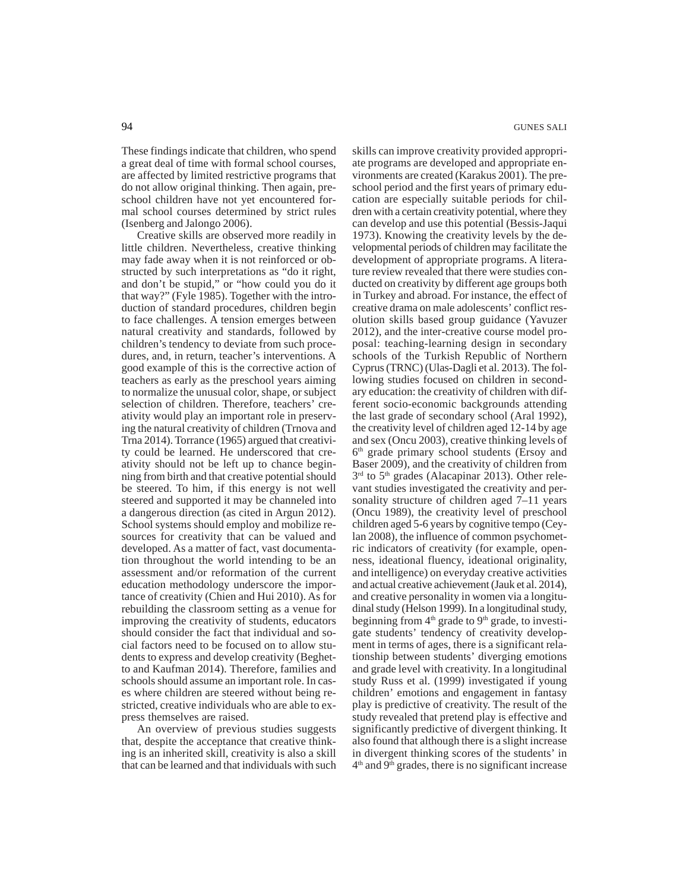These findings indicate that children, who spend a great deal of time with formal school courses, are affected by limited restrictive programs that do not allow original thinking. Then again, preschool children have not yet encountered formal school courses determined by strict rules (Isenberg and Jalongo 2006).

Creative skills are observed more readily in little children. Nevertheless, creative thinking may fade away when it is not reinforced or obstructed by such interpretations as "do it right, and don't be stupid," or "how could you do it that way?" (Fyle 1985). Together with the introduction of standard procedures, children begin to face challenges. A tension emerges between natural creativity and standards, followed by children's tendency to deviate from such procedures, and, in return, teacher's interventions. A good example of this is the corrective action of teachers as early as the preschool years aiming to normalize the unusual color, shape, or subject selection of children. Therefore, teachers' creativity would play an important role in preserving the natural creativity of children (Trnova and Trna 2014). Torrance (1965) argued that creativity could be learned. He underscored that creativity should not be left up to chance beginning from birth and that creative potential should be steered. To him, if this energy is not well steered and supported it may be channeled into a dangerous direction (as cited in Argun 2012). School systems should employ and mobilize resources for creativity that can be valued and developed. As a matter of fact, vast documentation throughout the world intending to be an assessment and/or reformation of the current education methodology underscore the importance of creativity (Chien and Hui 2010). As for rebuilding the classroom setting as a venue for improving the creativity of students, educators should consider the fact that individual and social factors need to be focused on to allow students to express and develop creativity (Beghetto and Kaufman 2014). Therefore, families and schools should assume an important role. In cases where children are steered without being restricted, creative individuals who are able to express themselves are raised.

An overview of previous studies suggests that, despite the acceptance that creative thinking is an inherited skill, creativity is also a skill that can be learned and that individuals with such skills can improve creativity provided appropriate programs are developed and appropriate environments are created (Karakus 2001). The preschool period and the first years of primary education are especially suitable periods for children with a certain creativity potential, where they can develop and use this potential (Bessis-Jaqui 1973). Knowing the creativity levels by the developmental periods of children may facilitate the development of appropriate programs. A literature review revealed that there were studies conducted on creativity by different age groups both in Turkey and abroad. For instance, the effect of creative drama on male adolescents' conflict resolution skills based group guidance (Yavuzer 2012), and the inter-creative course model proposal: teaching-learning design in secondary schools of the Turkish Republic of Northern Cyprus (TRNC) (Ulas-Dagli et al. 2013). The following studies focused on children in secondary education: the creativity of children with different socio-economic backgrounds attending the last grade of secondary school (Aral 1992), the creativity level of children aged 12-14 by age and sex (Oncu 2003), creative thinking levels of 6th grade primary school students (Ersoy and Baser 2009), and the creativity of children from 3rd to 5th grades (Alacapinar 2013). Other relevant studies investigated the creativity and personality structure of children aged 7–11 years (Oncu 1989), the creativity level of preschool children aged 5-6 years by cognitive tempo (Ceylan 2008), the influence of common psychometric indicators of creativity (for example, openness, ideational fluency, ideational originality, and intelligence) on everyday creative activities and actual creative achievement (Jauk et al. 2014), and creative personality in women via a longitudinal study (Helson 1999). In a longitudinal study, beginning from 4th grade to 9th grade, to investigate students' tendency of creativity development in terms of ages, there is a significant relationship between students' diverging emotions and grade level with creativity. In a longitudinal study Russ et al. (1999) investigated if young children' emotions and engagement in fantasy play is predictive of creativity. The result of the study revealed that pretend play is effective and significantly predictive of divergent thinking. It also found that although there is a slight increase in divergent thinking scores of the students' in 4th and 9th grades, there is no significant increase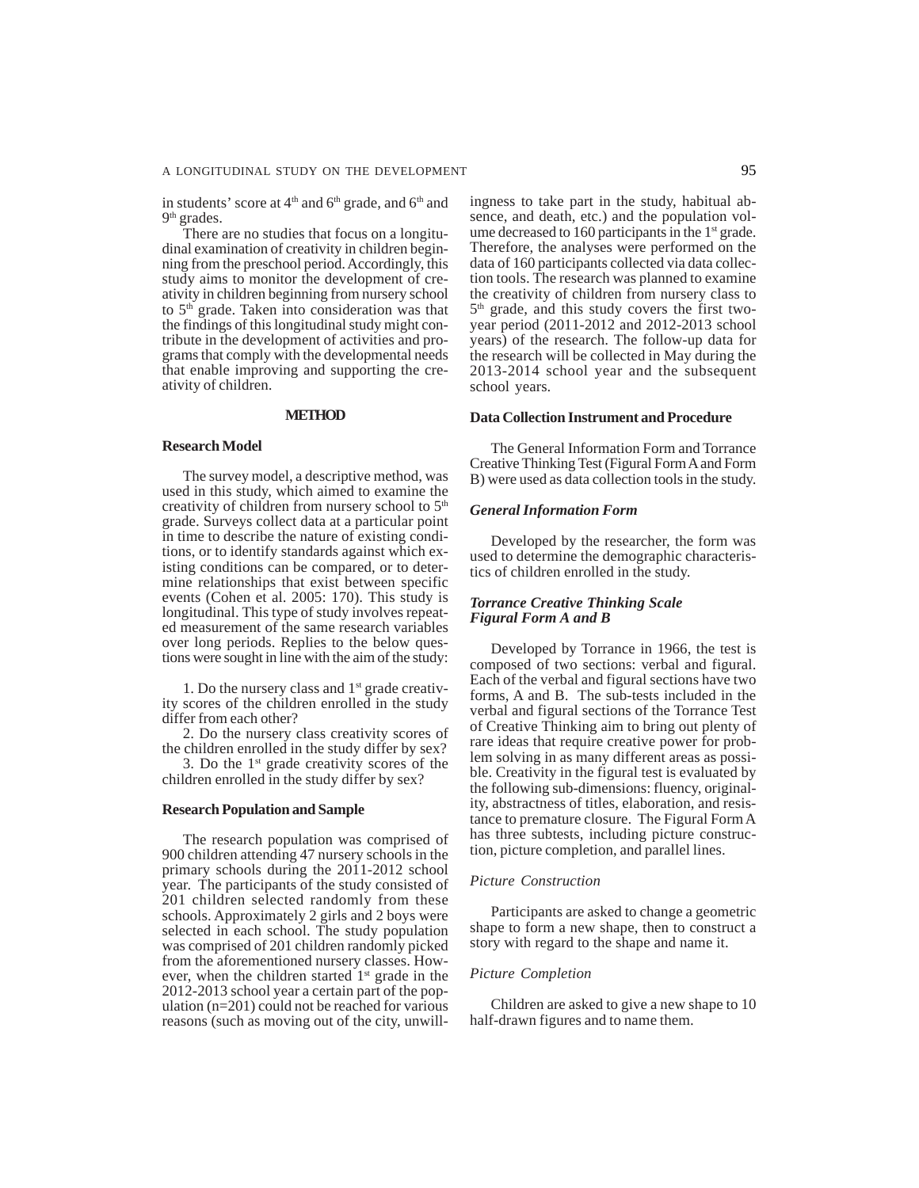in students' score at 4th and 6th grade, and 6th and 9th grades.

There are no studies that focus on a longitudinal examination of creativity in children beginning from the preschool period. Accordingly, this study aims to monitor the development of creativity in children beginning from nursery school to 5th grade. Taken into consideration was that the findings of this longitudinal study might contribute in the development of activities and programs that comply with the developmental needs that enable improving and supporting the creativity of children.

## METHOD

### Research Model

The survey model, a descriptive method, was used in this study, which aimed to examine the creativity of children from nursery school to 5th grade. Surveys collect data at a particular point in time to describe the nature of existing conditions, or to identify standards against which existing conditions can be compared, or to determine relationships that exist between specific events (Cohen et al. 2005: 170). This study is longitudinal. This type of study involves repeated measurement of the same research variables over long periods. Replies to the below questions were sought in line with the aim of the study:

1. Do the nursery class and 1st grade creativity scores of the children enrolled in the study differ from each other?
2. Do the nursery class creativity scores of the children enrolled in the study differ by sex?
3. Do the 1st grade creativity scores of the children enrolled in the study differ by sex?

### Research Population and Sample

The research population was comprised of 900 children attending 47 nursery schools in the primary schools during the 2011-2012 school year. The participants of the study consisted of 201 children selected randomly from these schools. Approximately 2 girls and 2 boys were selected in each school. The study population was comprised of 201 children randomly picked from the aforementioned nursery classes. However, when the children started 1st grade in the 2012-2013 school year a certain part of the population (n=201) could not be reached for various reasons (such as moving out of the city, unwillingness to take part in the study, habitual absence, and death, etc.) and the population volume decreased to 160 participants in the 1st grade. Therefore, the analyses were performed on the data of 160 participants collected via data collection tools. The research was planned to examine the creativity of children from nursery class to 5th grade, and this study covers the first two-year period (2011-2012 and 2012-2013 school years) of the research. The follow-up data for the research will be collected in May during the 2013-2014 school year and the subsequent school years.

### Data Collection Instrument and Procedure

The General Information Form and Torrance Creative Thinking Test (Figural Form A and Form B) were used as data collection tools in the study.

#### *General Information Form*

Developed by the researcher, the form was used to determine the demographic characteristics of children enrolled in the study.

#### *Torrance Creative Thinking Scale Figural Form A and B*

Developed by Torrance in 1966, the test is composed of two sections: verbal and figural. Each of the verbal and figural sections have two forms, A and B. The sub-tests included in the verbal and figural sections of the Torrance Test of Creative Thinking aim to bring out plenty of rare ideas that require creative power for problem solving in as many different areas as possible. Creativity in the figural test is evaluated by the following sub-dimensions: fluency, originality, abstractness of titles, elaboration, and resistance to premature closure. The Figural Form A has three subtests, including picture construction, picture completion, and parallel lines.

*Picture Construction*

Participants are asked to change a geometric shape to form a new shape, then to construct a story with regard to the shape and name it.

*Picture Completion*

Children are asked to give a new shape to 10 half-drawn figures and to name them.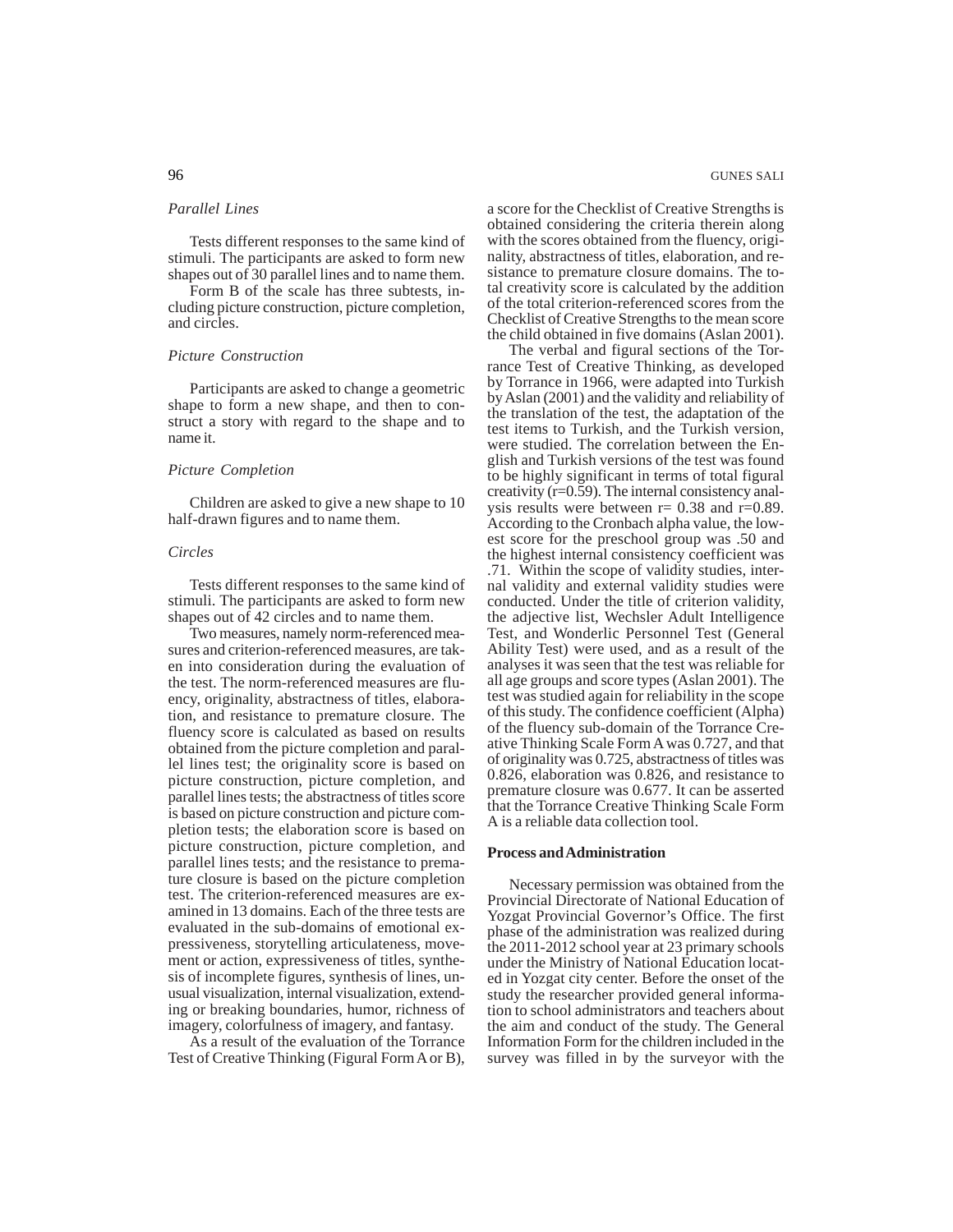*Parallel Lines*

Tests different responses to the same kind of stimuli. The participants are asked to form new shapes out of 30 parallel lines and to name them.

Form B of the scale has three subtests, including picture construction, picture completion, and circles.

*Picture Construction*

Participants are asked to change a geometric shape to form a new shape, and then to construct a story with regard to the shape and to name it.

*Picture Completion*

Children are asked to give a new shape to 10 half-drawn figures and to name them.

*Circles*

Tests different responses to the same kind of stimuli. The participants are asked to form new shapes out of 42 circles and to name them.

Two measures, namely norm-referenced measures and criterion-referenced measures, are taken into consideration during the evaluation of the test. The norm-referenced measures are fluency, originality, abstractness of titles, elaboration, and resistance to premature closure. The fluency score is calculated as based on results obtained from the picture completion and parallel lines test; the originality score is based on picture construction, picture completion, and parallel lines tests; the abstractness of titles score is based on picture construction and picture completion tests; the elaboration score is based on picture construction, picture completion, and parallel lines tests; and the resistance to premature closure is based on the picture completion test. The criterion-referenced measures are examined in 13 domains. Each of the three tests are evaluated in the sub-domains of emotional expressiveness, storytelling articulateness, movement or action, expressiveness of titles, synthesis of incomplete figures, synthesis of lines, unusual visualization, internal visualization, extending or breaking boundaries, humor, richness of imagery, colorfulness of imagery, and fantasy.

As a result of the evaluation of the Torrance Test of Creative Thinking (Figural Form A or B), a score for the Checklist of Creative Strengths is obtained considering the criteria therein along with the scores obtained from the fluency, originality, abstractness of titles, elaboration, and resistance to premature closure domains. The total creativity score is calculated by the addition of the total criterion-referenced scores from the Checklist of Creative Strengths to the mean score the child obtained in five domains (Aslan 2001).

The verbal and figural sections of the Torrance Test of Creative Thinking, as developed by Torrance in 1966, were adapted into Turkish by Aslan (2001) and the validity and reliability of the translation of the test, the adaptation of the test items to Turkish, and the Turkish version, were studied. The correlation between the English and Turkish versions of the test was found to be highly significant in terms of total figural creativity (r=0.59). The internal consistency analysis results were between r= 0.38 and r=0.89. According to the Cronbach alpha value, the lowest score for the preschool group was .50 and the highest internal consistency coefficient was .71. Within the scope of validity studies, internal validity and external validity studies were conducted. Under the title of criterion validity, the adjective list, Wechsler Adult Intelligence Test, and Wonderlic Personnel Test (General Ability Test) were used, and as a result of the analyses it was seen that the test was reliable for all age groups and score types (Aslan 2001). The test was studied again for reliability in the scope of this study. The confidence coefficient (Alpha) of the fluency sub-domain of the Torrance Creative Thinking Scale Form A was 0.727, and that of originality was 0.725, abstractness of titles was 0.826, elaboration was 0.826, and resistance to premature closure was 0.677. It can be asserted that the Torrance Creative Thinking Scale Form A is a reliable data collection tool.

**Process and Administration**

Necessary permission was obtained from the Provincial Directorate of National Education of Yozgat Provincial Governor's Office. The first phase of the administration was realized during the 2011-2012 school year at 23 primary schools under the Ministry of National Education located in Yozgat city center. Before the onset of the study the researcher provided general information to school administrators and teachers about the aim and conduct of the study. The General Information Form for the children included in the survey was filled in by the surveyor with the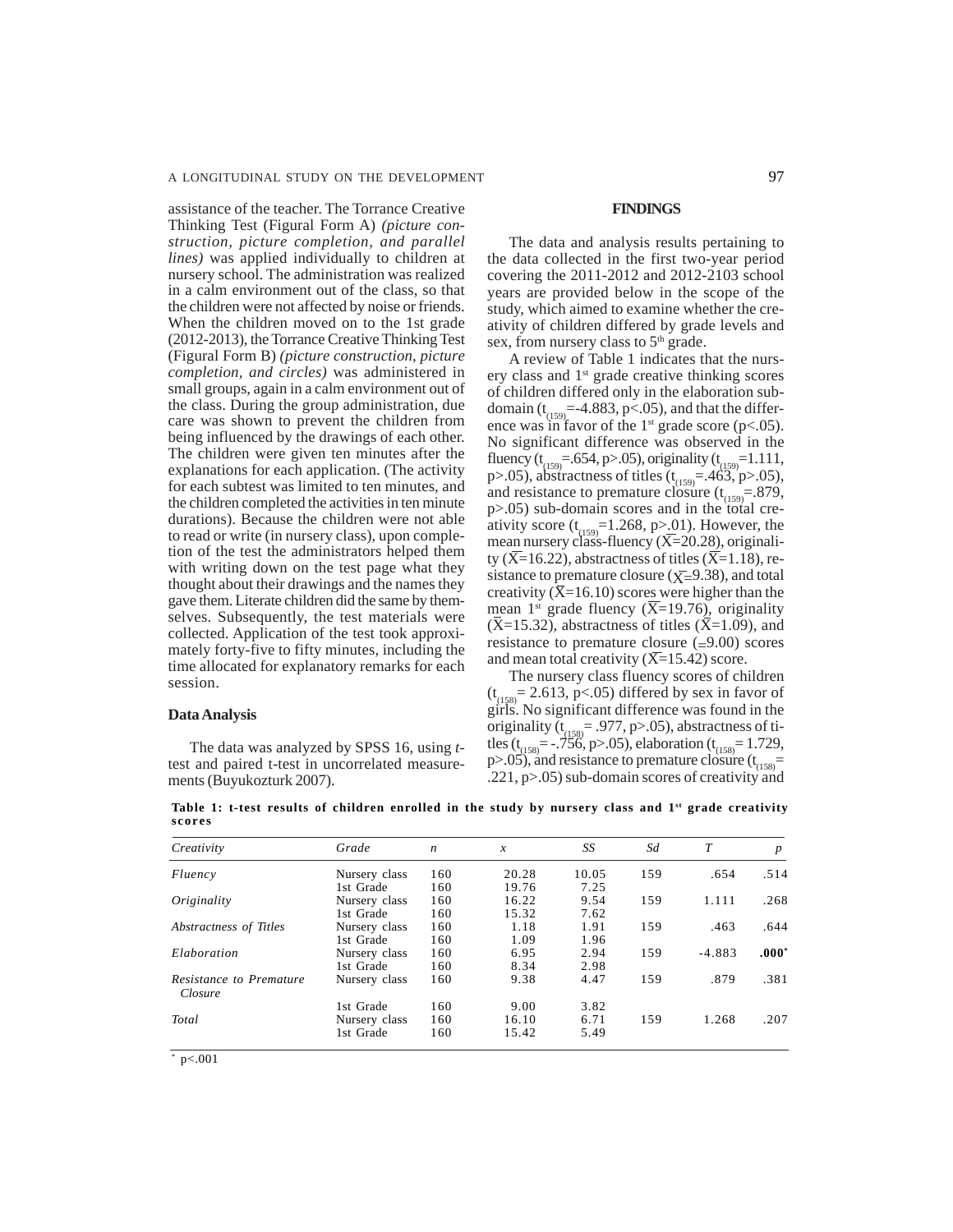assistance of the teacher. The Torrance Creative Thinking Test (Figural Form A) *(picture construction, picture completion, and parallel lines)* was applied individually to children at nursery school. The administration was realized in a calm environment out of the class, so that the children were not affected by noise or friends. When the children moved on to the 1st grade (2012-2013), the Torrance Creative Thinking Test (Figural Form B) *(picture construction, picture completion, and circles)* was administered in small groups, again in a calm environment out of the class. During the group administration, due care was shown to prevent the children from being influenced by the drawings of each other. The children were given ten minutes after the explanations for each application. (The activity for each subtest was limited to ten minutes, and the children completed the activities in ten minute durations). Because the children were not able to read or write (in nursery class), upon completion of the test the administrators helped them with writing down on the test page what they thought about their drawings and the names they gave them. Literate children did the same by themselves. Subsequently, the test materials were collected. Application of the test took approximately forty-five to fifty minutes, including the time allocated for explanatory remarks for each session.

### Data Analysis

The data was analyzed by SPSS 16, using *t*-test and paired t-test in uncorrelated measurements (Buyukozturk 2007).

## FINDINGS

The data and analysis results pertaining to the data collected in the first two-year period covering the 2011-2012 and 2012-2103 school years are provided below in the scope of the study, which aimed to examine whether the creativity of children differed by grade levels and sex, from nursery class to 5th grade.

A review of Table 1 indicates that the nursery class and 1st grade creative thinking scores of children differed only in the elaboration subdomain ($t_{(159)}$=-4.883, p<.05), and that the difference was in favor of the 1st grade score (p<.05). No significant difference was observed in the fluency ($t_{(159)}$=.654, p>.05), originality ($t_{(159)}$=1.111, p>.05), abstractness of titles ($t_{(159)}$=.463, p>.05), and resistance to premature closure ($t_{(159)}$=.879, p>.05) sub-domain scores and in the total creativity score ($t_{(159)}$=1.268, p>.01). However, the mean nursery class-fluency ($\overline{X}$=20.28), originality ($\overline{X}$=16.22), abstractness of titles ($\overline{X}$=1.18), resistance to premature closure ($\overline{X}$=9.38), and total creativity ($\overline{X}$=16.10) scores were higher than the mean 1st grade fluency ($\overline{X}$=19.76), originality ($\overline{X}$=15.32), abstractness of titles ($\overline{X}$=1.09), and resistance to premature closure (=9.00) scores and mean total creativity ($\overline{X}$=15.42) score.

The nursery class fluency scores of children ($t_{(158)}$= 2.613, p<.05) differed by sex in favor of girls. No significant difference was found in the originality ($t_{(158)}$= .977, p>.05), abstractness of titles ($t_{(158)}$= -.756, p>.05), elaboration ($t_{(158)}$= 1.729, p>.05), and resistance to premature closure ($t_{(158)}$= .221, p>.05) sub-domain scores of creativity and

**Table 1: t-test results of children enrolled in the study by nursery class and 1st grade creativity scores**

| *Creativity* | *Grade* | *n* | *x* | *SS* | *Sd* | *T* | *p* |
|---|---|---|---|---|---|---|---|
| *Fluency* | Nursery class | 160 | 20.28 | 10.05 | 159 | .654 | .514 |
| | 1st Grade | 160 | 19.76 | 7.25 | | | |
| *Originality* | Nursery class | 160 | 16.22 | 9.54 | 159 | 1.111 | .268 |
| | 1st Grade | 160 | 15.32 | 7.62 | | | |
| *Abstractness of Titles* | Nursery class | 160 | 1.18 | 1.91 | 159 | .463 | .644 |
| | 1st Grade | 160 | 1.09 | 1.96 | | | |
| *Elaboration* | Nursery class | 160 | 6.95 | 2.94 | 159 | -4.883 | **.000*** |
| | 1st Grade | 160 | 8.34 | 2.98 | | | |
| *Resistance to Premature Closure* | Nursery class | 160 | 9.38 | 4.47 | 159 | .879 | .381 |
| | 1st Grade | 160 | 9.00 | 3.82 | | | |
| *Total* | Nursery class | 160 | 16.10 | 6.71 | 159 | 1.268 | .207 |
| | 1st Grade | 160 | 15.42 | 5.49 | | | |

* p<.001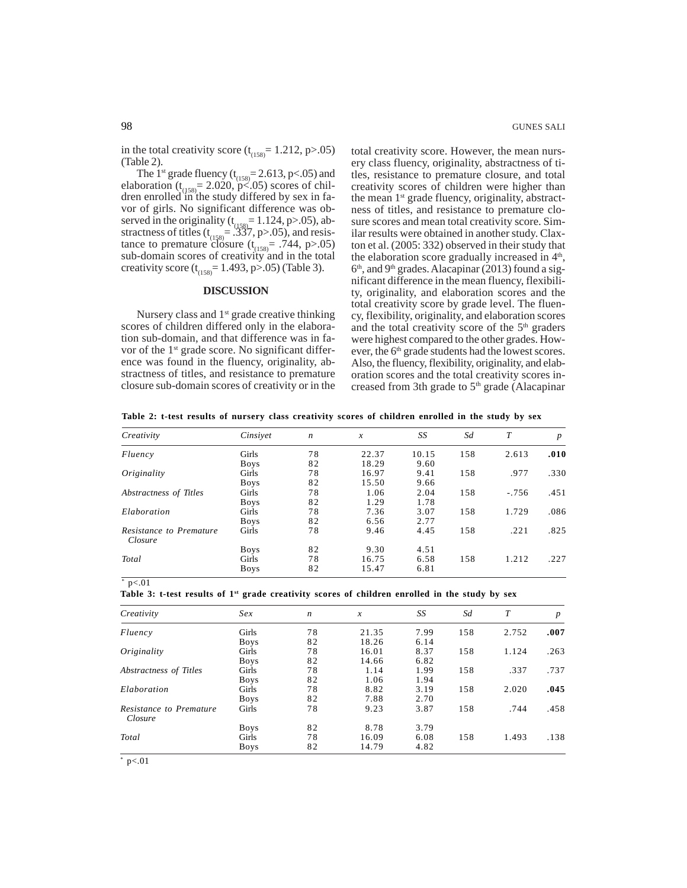in the total creativity score ($t_{(158)}$= 1.212, p>.05) (Table 2).

The 1st grade fluency ($t_{(158)}$= 2.613, p<.05) and elaboration ($t_{(158)}$= 2.020, p<.05) scores of children enrolled in the study differed by sex in favor of girls. No significant difference was observed in the originality ($t_{(158)}$= 1.124, p>.05), abstractness of titles ($t_{(158)}$= .337, p>.05), and resistance to premature closure ($t_{(158)}$= .744, p>.05) sub-domain scores of creativity and in the total creativity score ($t_{(158)}$= 1.493, p>.05) (Table 3).

## DISCUSSION

Nursery class and 1st grade creative thinking scores of children differed only in the elaboration sub-domain, and that difference was in favor of the 1st grade score. No significant difference was found in the fluency, originality, abstractness of titles, and resistance to premature closure sub-domain scores of creativity or in the total creativity score. However, the mean nursery class fluency, originality, abstractness of titles, resistance to premature closure, and total creativity scores of children were higher than the mean 1st grade fluency, originality, abstractness of titles, and resistance to premature closure scores and mean total creativity score. Similar results were obtained in another study. Claxton et al. (2005: 332) observed in their study that the elaboration score gradually increased in 4th, 6th, and 9th grades. Alacapinar (2013) found a significant difference in the mean fluency, flexibility, originality, and elaboration scores and the total creativity score by grade level. The fluency, flexibility, originality, and elaboration scores and the total creativity score of the 5th graders were highest compared to the other grades. However, the 6th grade students had the lowest scores. Also, the fluency, flexibility, originality, and elaboration scores and the total creativity scores increased from 3th grade to 5th grade (Alacapinar

**Table 2: t-test results of nursery class creativity scores of children enrolled in the study by sex**

| *Creativity* | *Cinsiyet* | *n* | *x* | *SS* | *Sd* | *T* | *p* |
|---|---|---|---|---|---|---|---|
| *Fluency* | Girls | 78 | 22.37 | 10.15 | 158 | 2.613 | **.010** |
| | Boys | 82 | 18.29 | 9.60 | | | |
| *Originality* | Girls | 78 | 16.97 | 9.41 | 158 | .977 | .330 |
| | Boys | 82 | 15.50 | 9.66 | | | |
| *Abstractness of Titles* | Girls | 78 | 1.06 | 2.04 | 158 | -.756 | .451 |
| | Boys | 82 | 1.29 | 1.78 | | | |
| *Elaboration* | Girls | 78 | 7.36 | 3.07 | 158 | 1.729 | .086 |
| | Boys | 82 | 6.56 | 2.77 | | | |
| *Resistance to Premature Closure* | Girls | 78 | 9.46 | 4.45 | 158 | .221 | .825 |
| | Boys | 82 | 9.30 | 4.51 | | | |
| *Total* | Girls | 78 | 16.75 | 6.58 | 158 | 1.212 | .227 |
| | Boys | 82 | 15.47 | 6.81 | | | |

\* p<.01

**Table 3: t-test results of 1st grade creativity scores of children enrolled in the study by sex**

| *Creativity* | *Sex* | *n* | *x* | *SS* | *Sd* | *T* | *p* |
|---|---|---|---|---|---|---|---|
| *Fluency* | Girls | 78 | 21.35 | 7.99 | 158 | 2.752 | **.007** |
| | Boys | 82 | 18.26 | 6.14 | | | |
| *Originality* | Girls | 78 | 16.01 | 8.37 | 158 | 1.124 | .263 |
| | Boys | 82 | 14.66 | 6.82 | | | |
| *Abstractness of Titles* | Girls | 78 | 1.14 | 1.99 | 158 | .337 | .737 |
| | Boys | 82 | 1.06 | 1.94 | | | |
| *Elaboration* | Girls | 78 | 8.82 | 3.19 | 158 | 2.020 | **.045** |
| | Boys | 82 | 7.88 | 2.70 | | | |
| *Resistance to Premature Closure* | Girls | 78 | 9.23 | 3.87 | 158 | .744 | .458 |
| | Boys | 82 | 8.78 | 3.79 | | | |
| *Total* | Girls | 78 | 16.09 | 6.08 | 158 | 1.493 | .138 |
| | Boys | 82 | 14.79 | 4.82 | | | |

\* p<.01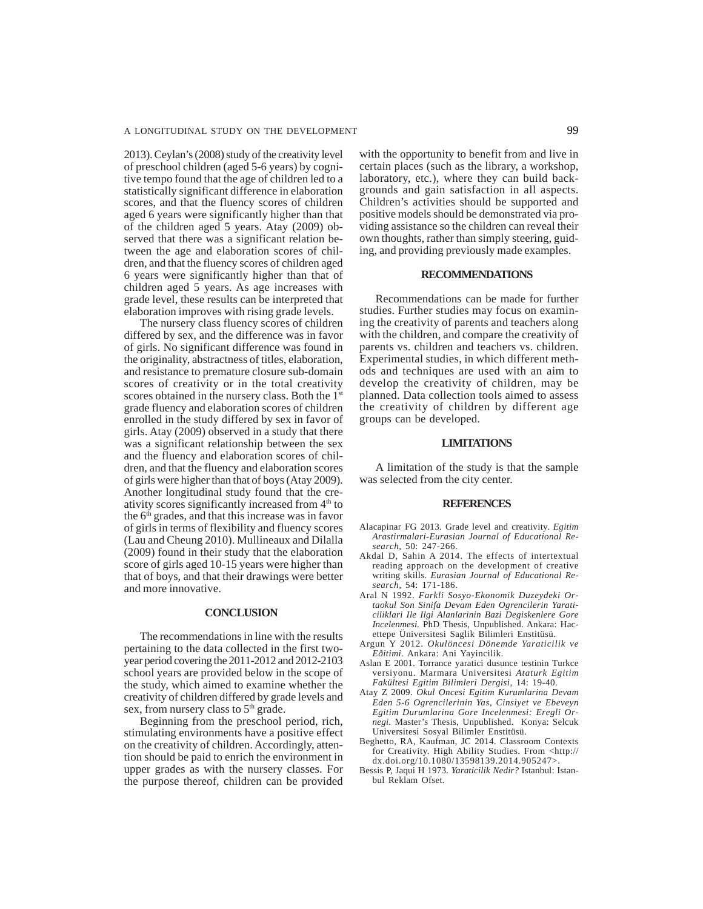2013). Ceylan's (2008) study of the creativity level of preschool children (aged 5-6 years) by cognitive tempo found that the age of children led to a statistically significant difference in elaboration scores, and that the fluency scores of children aged 6 years were significantly higher than that of the children aged 5 years. Atay (2009) observed that there was a significant relation between the age and elaboration scores of children, and that the fluency scores of children aged 6 years were significantly higher than that of children aged 5 years. As age increases with grade level, these results can be interpreted that elaboration improves with rising grade levels.

The nursery class fluency scores of children differed by sex, and the difference was in favor of girls. No significant difference was found in the originality, abstractness of titles, elaboration, and resistance to premature closure sub-domain scores of creativity or in the total creativity scores obtained in the nursery class. Both the 1st grade fluency and elaboration scores of children enrolled in the study differed by sex in favor of girls. Atay (2009) observed in a study that there was a significant relationship between the sex and the fluency and elaboration scores of children, and that the fluency and elaboration scores of girls were higher than that of boys (Atay 2009). Another longitudinal study found that the creativity scores significantly increased from 4th to the 6th grades, and that this increase was in favor of girls in terms of flexibility and fluency scores (Lau and Cheung 2010). Mullineaux and Dilalla (2009) found in their study that the elaboration score of girls aged 10-15 years were higher than that of boys, and that their drawings were better and more innovative.

## CONCLUSION

The recommendations in line with the results pertaining to the data collected in the first two-year period covering the 2011-2012 and 2012-2103 school years are provided below in the scope of the study, which aimed to examine whether the creativity of children differed by grade levels and sex, from nursery class to 5th grade.

Beginning from the preschool period, rich, stimulating environments have a positive effect on the creativity of children. Accordingly, attention should be paid to enrich the environment in upper grades as with the nursery classes. For the purpose thereof, children can be provided with the opportunity to benefit from and live in certain places (such as the library, a workshop, laboratory, etc.), where they can build backgrounds and gain satisfaction in all aspects. Children's activities should be supported and positive models should be demonstrated via providing assistance so the children can reveal their own thoughts, rather than simply steering, guiding, and providing previously made examples.

## RECOMMENDATIONS

Recommendations can be made for further studies. Further studies may focus on examining the creativity of parents and teachers along with the children, and compare the creativity of parents vs. children and teachers vs. children. Experimental studies, in which different methods and techniques are used with an aim to develop the creativity of children, may be planned. Data collection tools aimed to assess the creativity of children by different age groups can be developed.

## LIMITATIONS

A limitation of the study is that the sample was selected from the city center.

## REFERENCES

Alacapinar FG 2013. Grade level and creativity. *Egitim Arastirmalari-Eurasian Journal of Educational Research*, 50: 247-266.

Akdal D, Sahin A 2014. The effects of intertextual reading approach on the development of creative writing skills. *Eurasian Journal of Educational Research*, 54: 171-186.

Aral N 1992. *Farkli Sosyo-Ekonomik Duzeydeki Ortaokul Son Sinifa Devam Eden Ogrencilerin Yaraticiliklari Ile Ilgi Alanlarinin Bazi Degiskenlere Gore Incelenmesi.* PhD Thesis, Unpublished. Ankara: Hacettepe Üniversitesi Saglik Bilimleri Enstitüsü.

Argun Y 2012. *Okulöncesi Dönemde Yaraticilik ve Eðitimi.* Ankara: Ani Yayincilik.

Aslan E 2001. Torrance yaratici dusunce testinin Turkce versiyonu. Marmara Universitesi *Ataturk Egitim Fakültesi Egitim Bilimleri Dergisi*, 14: 19-40.

Atay Z 2009. *Okul Oncesi Egitim Kurumlarina Devam Eden 5-6 Ogrencilerinin Yas, Cinsiyet ve Ebeveyn Egitim Durumlarina Gore Incelenmesi: Eregli Ornegi.* Master's Thesis, Unpublished. Konya: Selcuk Universitesi Sosyal Bilimler Enstitüsü.

Beghetto, RA, Kaufman, JC 2014. Classroom Contexts for Creativity. High Ability Studies. From <http://dx.doi.org/10.1080/13598139.2014.905247>.

Bessis P, Jaqui H 1973. *Yaraticilik Nedir?* Istanbul: Istanbul Reklam Ofset.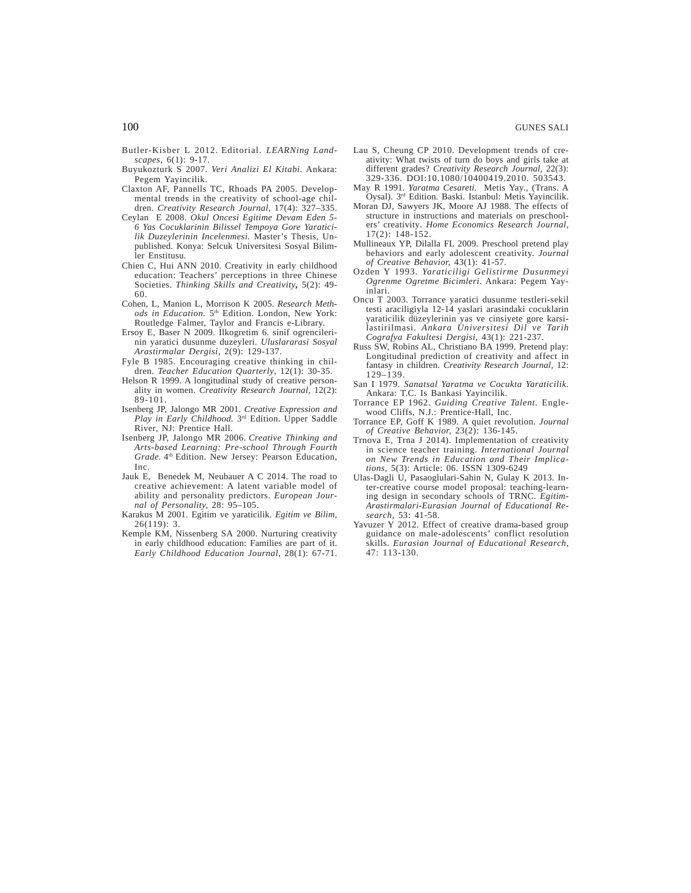Butler-Kisber L 2012. Editorial. *LEARNing Landscapes*, 6(1): 9-17.

Buyukozturk S 2007. *Veri Analizi El Kitabi*. Ankara: Pegem Yayincilik.

Claxton AF, Pannells TC, Rhoads PA 2005. Developmental trends in the creativity of school-age children. *Creativity Research Journal*, 17(4): 327–335.

Ceylan E 2008. *Okul Oncesi Egitime Devam Eden 5-6 Yas Cocuklarinin Bilissel Tempoya Gore Yaraticilik Duzeylerinin Incelenmesi.* Master's Thesis, Unpublished. Konya: Selcuk Universitesi Sosyal Bilimler Enstitusu.

Chien C, Hui ANN 2010. Creativity in early childhood education: Teachers' perceptions in three Chinese Societies. *Thinking Skills and Creativity*, 5(2): 49-60.

Cohen, L, Manion L, Morrison K 2005. *Research Methods in Education.* 5th Edition. London, New York: Routledge Falmer, Taylor and Francis e-Library.

Ersoy E, Baser N 2009. Ilkogretim 6. sinif ogrencilerinin yaratici dusunme duzeyleri. *Uluslararasi Sosyal Arastirmalar Dergisi*, 2(9): 129-137.

Fyle B 1985. Encouraging creative thinking in children. *Teacher Education Quarterly*, 12(1): 30-35.

Helson R 1999. A longitudinal study of creative personality in women. *Creativity Research Journal*, 12(2): 89-101.

Isenberg JP, Jalongo MR 2001. *Creative Expression and Play in Early Childhood.* 3rd Edition. Upper Saddle River, NJ: Prentice Hall.

Isenberg JP, Jalongo MR 2006. *Creative Thinking and Arts-based Learning: Pre-school Through Fourth Grade.* 4th Edition. New Jersey: Pearson Education, Inc.

Jauk E, Benedek M, Neubauer A C 2014. The road to creative achievement: A latent variable model of ability and personality predictors. *European Journal of Personality*, 28: 95–105.

Karakus M 2001. Egitim ve yaraticilik. *Egitim ve Bilim*, 26(119): 3.

Kemple KM, Nissenberg SA 2000. Nurturing creativity in early childhood education: Families are part of it. *Early Childhood Education Journal*, 28(1): 67-71.

Lau S, Cheung CP 2010. Development trends of creativity: What twists of turn do boys and girls take at different grades? *Creativity Research Journal*, 22(3): 329-336. DOI:10.1080/10400419.2010. 503543.

May R 1991. *Yaratma Cesareti.* Metis Yay., (Trans. A Oysal). 3rd Edition. Baski. Istanbul: Metis Yayincilik.

Moran DJ, Sawyers JK, Moore AJ 1988. The effects of structure in instructions and materials on preschoolers' creativity. *Home Economics Research Journal*, 17(2): 148-152.

Mullineaux YP, Dilalla FL 2009. Preschool pretend play behaviors and early adolescent creativity. *Journal of Creative Behavior*, 43(1): 41-57.

Ozden Y 1993. *Yaraticiligi Gelistirme Dusunmeyi Ogrenme Ogretme Bicimleri*. Ankara: Pegem Yayinlari.

Oncu T 2003. Torrance yaratici dusunme testleri-sekil testi araciligiyla 12-14 yaslari arasindaki cocuklarin yaraticilik düzeylerinin yas ve cinsiyete gore karsilastirilmasi. *Ankara Universitesi Dil ve Tarih Cografya Fakultesi Dergisi*, 43(1): 221-237.

Russ SW, Robins AL, Christiano BA 1999. Pretend play: Longitudinal prediction of creativity and affect in fantasy in children. *Creativity Research Journal*, 12: 129–139.

San I 1979. *Sanatsal Yaratma ve Cocukta Yaraticilik.* Ankara: T.C. Is Bankasi Yayincilik.

Torrance EP 1962. *Guiding Creative Talent.* Englewood Cliffs, N.J.: Prentice-Hall, Inc.

Torrance EP, Goff K 1989. A quiet revolution. *Journal of Creative Behavior*, 23(2): 136-145.

Trnova E, Trna J 2014). Implementation of creativity in science teacher training. *International Journal on New Trends in Education and Their Implications*, 5(3): Article: 06. ISSN 1309-6249

Ulas-Dagli U, Pasaoglulari-Sahin N, Gulay K 2013. Inter-creative course model proposal: teaching-learning design in secondary schools of TRNC. *Egitim-Arastirmalari-Eurasian Journal of Educational Research*, 53: 41-58.

Yavuzer Y 2012. Effect of creative drama-based group guidance on male-adolescents' conflict resolution skills. *Eurasian Journal of Educational Research*, 47: 113-130.